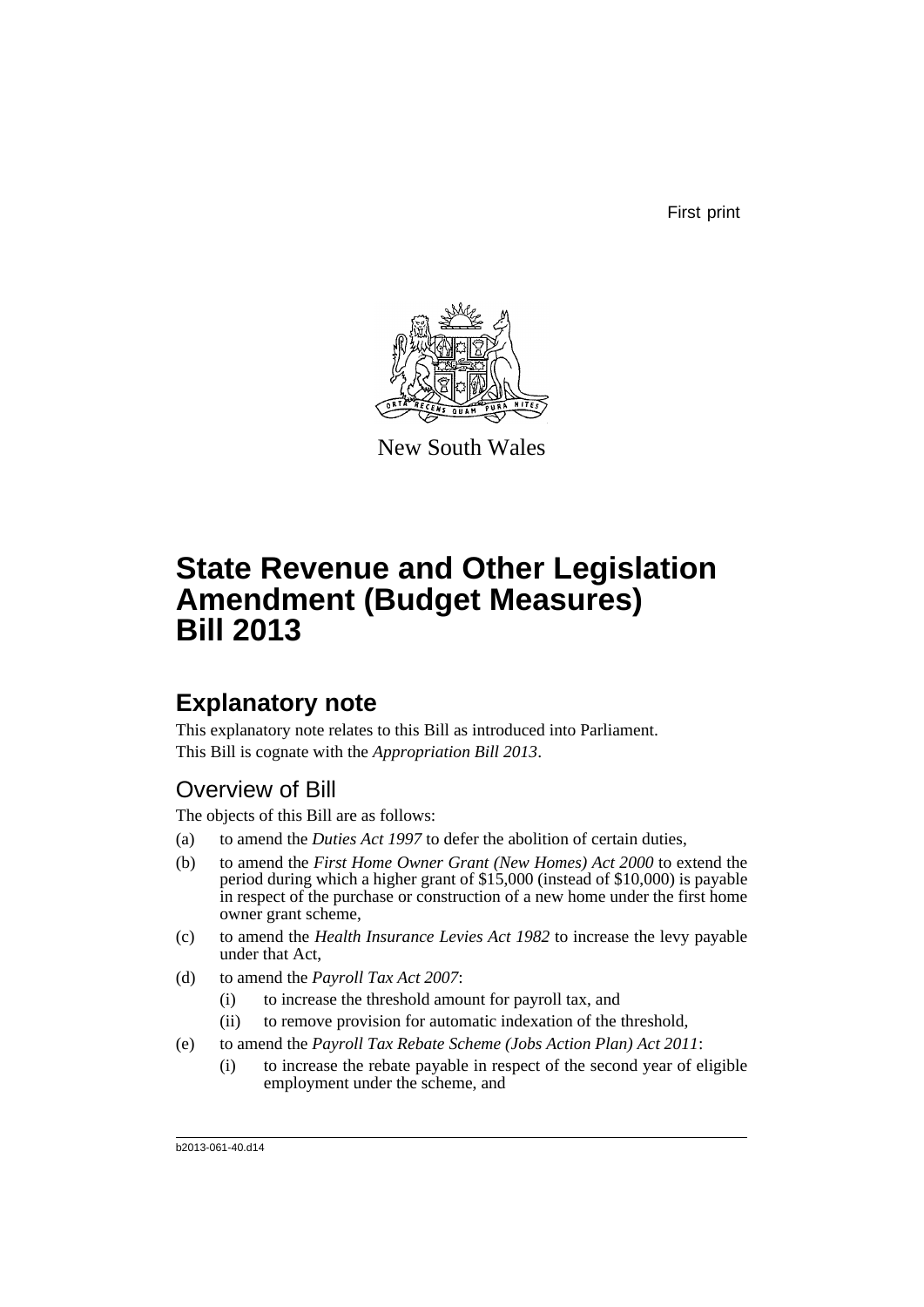First print

New South Wales

# State Revenue and Other Legislation Amendment (Budget Measures) Bill 2013

## Explanatory note

This explanatory note relates to this Bill as introduced into Parliament.
This Bill is cognate with the *Appropriation Bill 2013*.

### Overview of Bill

The objects of this Bill are as follows:

(a) to amend the *Duties Act 1997* to defer the abolition of certain duties,

(b) to amend the *First Home Owner Grant (New Homes) Act 2000* to extend the period during which a higher grant of $15,000 (instead of $10,000) is payable in respect of the purchase or construction of a new home under the first home owner grant scheme,

(c) to amend the *Health Insurance Levies Act 1982* to increase the levy payable under that Act,

(d) to amend the *Payroll Tax Act 2007*:

   (i) to increase the threshold amount for payroll tax, and

   (ii) to remove provision for automatic indexation of the threshold,

(e) to amend the *Payroll Tax Rebate Scheme (Jobs Action Plan) Act 2011*:

   (i) to increase the rebate payable in respect of the second year of eligible employment under the scheme, and

b2013-061-40.d14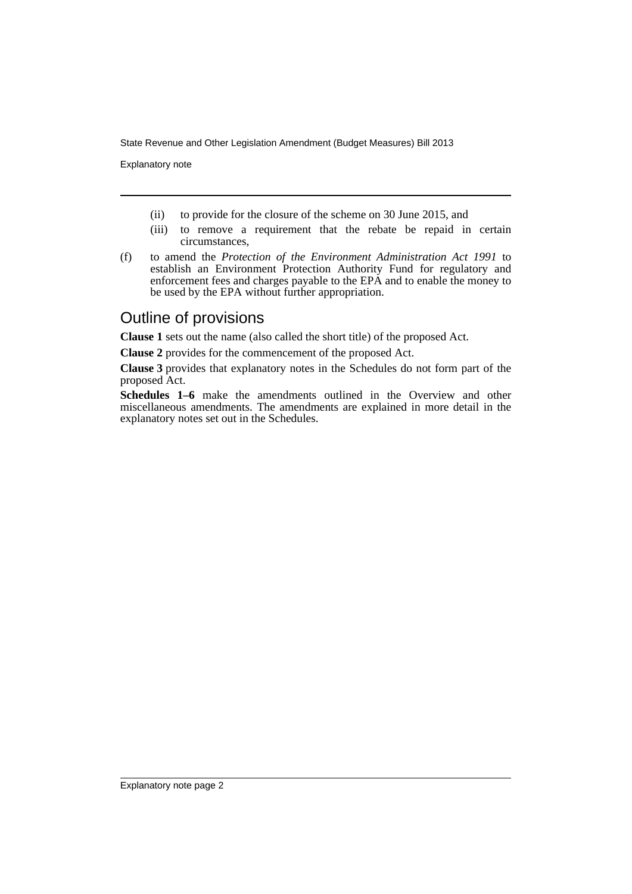(ii) to provide for the closure of the scheme on 30 June 2015, and

(iii) to remove a requirement that the rebate be repaid in certain circumstances,

(f) to amend the *Protection of the Environment Administration Act 1991* to establish an Environment Protection Authority Fund for regulatory and enforcement fees and charges payable to the EPA and to enable the money to be used by the EPA without further appropriation.

## Outline of provisions

**Clause 1** sets out the name (also called the short title) of the proposed Act.

**Clause 2** provides for the commencement of the proposed Act.

**Clause 3** provides that explanatory notes in the Schedules do not form part of the proposed Act.

**Schedules 1–6** make the amendments outlined in the Overview and other miscellaneous amendments. The amendments are explained in more detail in the explanatory notes set out in the Schedules.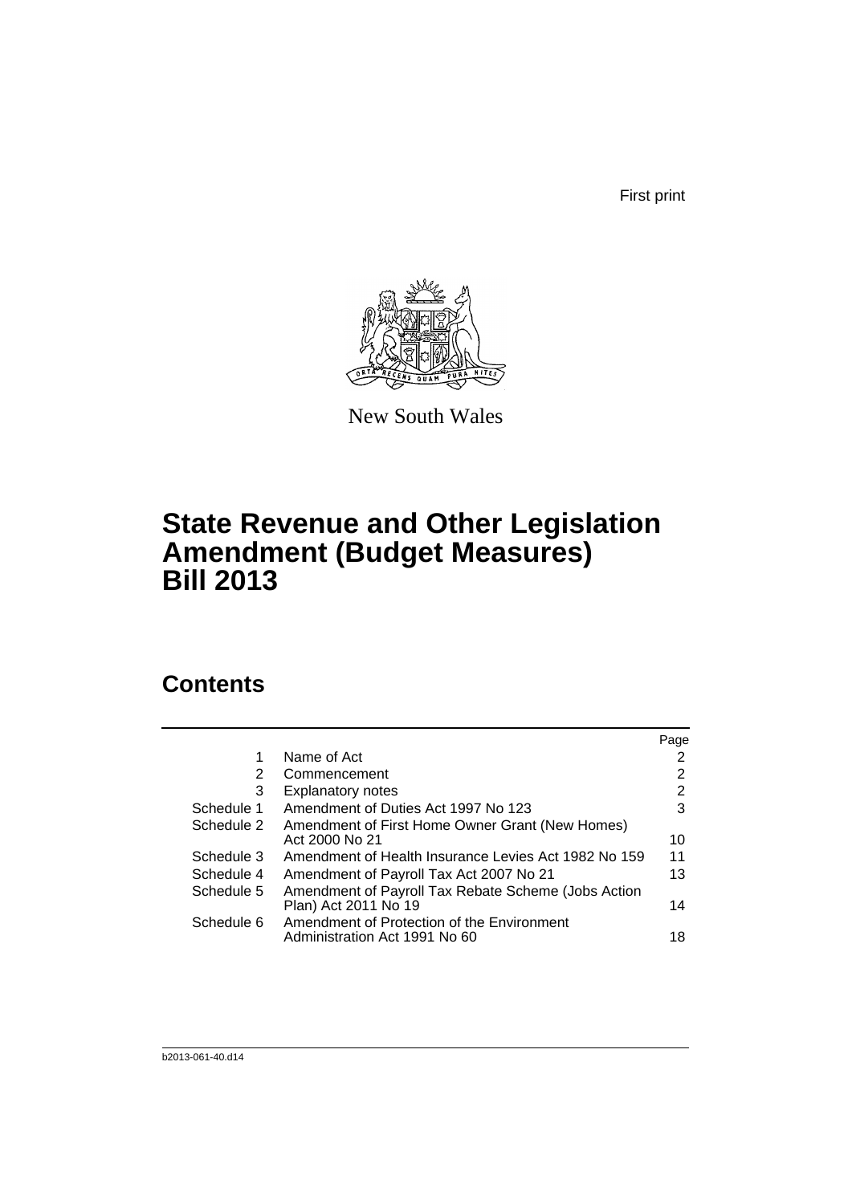First print

New South Wales

# State Revenue and Other Legislation Amendment (Budget Measures) Bill 2013

## Contents

| | | Page |
|---|---|---|
| 1 | Name of Act | 2 |
| 2 | Commencement | 2 |
| 3 | Explanatory notes | 2 |
| Schedule 1 | Amendment of Duties Act 1997 No 123 | 3 |
| Schedule 2 | Amendment of First Home Owner Grant (New Homes) Act 2000 No 21 | 10 |
| Schedule 3 | Amendment of Health Insurance Levies Act 1982 No 159 | 11 |
| Schedule 4 | Amendment of Payroll Tax Act 2007 No 21 | 13 |
| Schedule 5 | Amendment of Payroll Tax Rebate Scheme (Jobs Action Plan) Act 2011 No 19 | 14 |
| Schedule 6 | Amendment of Protection of the Environment Administration Act 1991 No 60 | 18 |

b2013-061-40.d14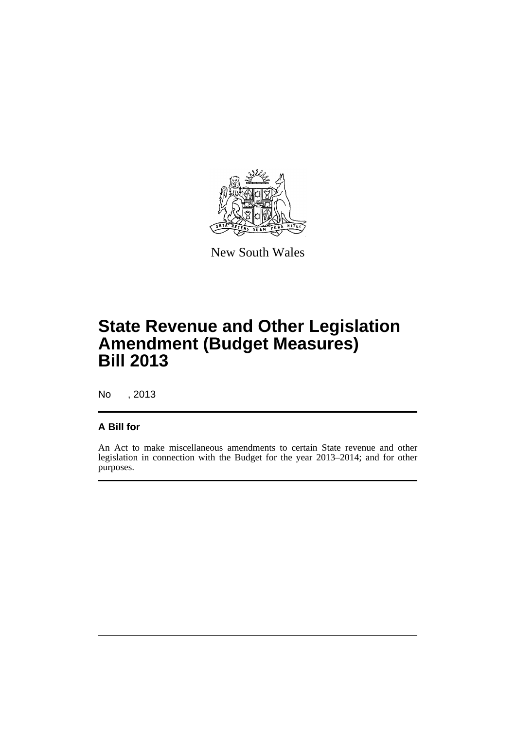New South Wales

# State Revenue and Other Legislation Amendment (Budget Measures) Bill 2013

No , 2013

## A Bill for

An Act to make miscellaneous amendments to certain State revenue and other legislation in connection with the Budget for the year 2013–2014; and for other purposes.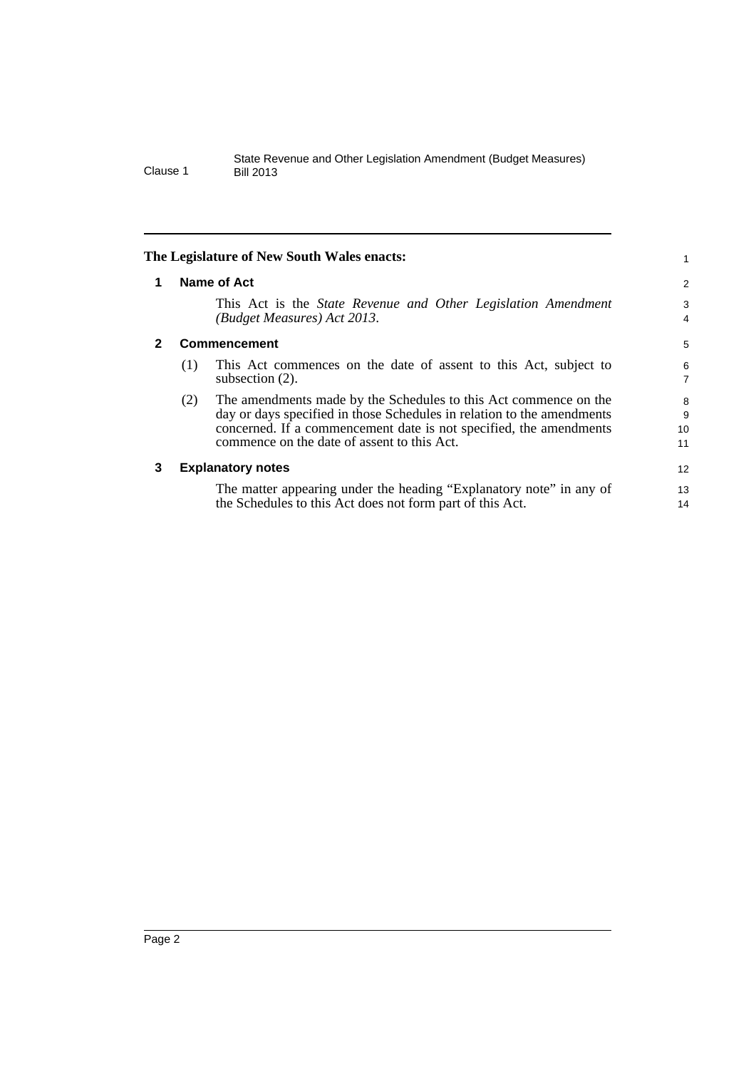**The Legislature of New South Wales enacts:**

## 1 Name of Act

This Act is the *State Revenue and Other Legislation Amendment (Budget Measures) Act 2013*.

## 2 Commencement

(1) This Act commences on the date of assent to this Act, subject to subsection (2).

(2) The amendments made by the Schedules to this Act commence on the day or days specified in those Schedules in relation to the amendments concerned. If a commencement date is not specified, the amendments commence on the date of assent to this Act.

## 3 Explanatory notes

The matter appearing under the heading "Explanatory note" in any of the Schedules to this Act does not form part of this Act.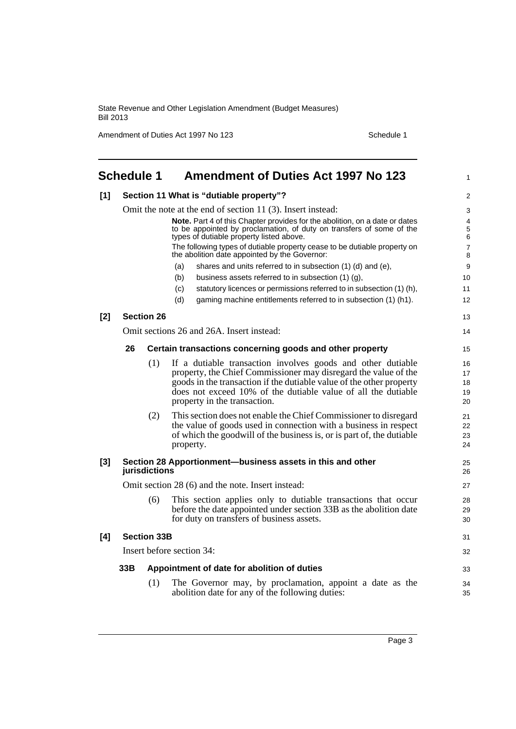# Schedule 1 Amendment of Duties Act 1997 No 123

**[1] Section 11 What is "dutiable property"?**

Omit the note at the end of section 11 (3). Insert instead:

> **Note.** Part 4 of this Chapter provides for the abolition, on a date or dates to be appointed by proclamation, of duty on transfers of some of the types of dutiable property listed above.
>
> The following types of dutiable property cease to be dutiable property on the abolition date appointed by the Governor:
>
> (a) shares and units referred to in subsection (1) (d) and (e),
>
> (b) business assets referred to in subsection (1) (g),
>
> (c) statutory licences or permissions referred to in subsection (1) (h),
>
> (d) gaming machine entitlements referred to in subsection (1) (h1).

**[2] Section 26**

Omit sections 26 and 26A. Insert instead:

**26 Certain transactions concerning goods and other property**

(1) If a dutiable transaction involves goods and other dutiable property, the Chief Commissioner may disregard the value of the goods in the transaction if the dutiable value of the other property does not exceed 10% of the dutiable value of all the dutiable property in the transaction.

(2) This section does not enable the Chief Commissioner to disregard the value of goods used in connection with a business in respect of which the goodwill of the business is, or is part of, the dutiable property.

**[3] Section 28 Apportionment—business assets in this and other jurisdictions**

Omit section 28 (6) and the note. Insert instead:

(6) This section applies only to dutiable transactions that occur before the date appointed under section 33B as the abolition date for duty on transfers of business assets.

**[4] Section 33B**

Insert before section 34:

**33B Appointment of date for abolition of duties**

(1) The Governor may, by proclamation, appoint a date as the abolition date for any of the following duties: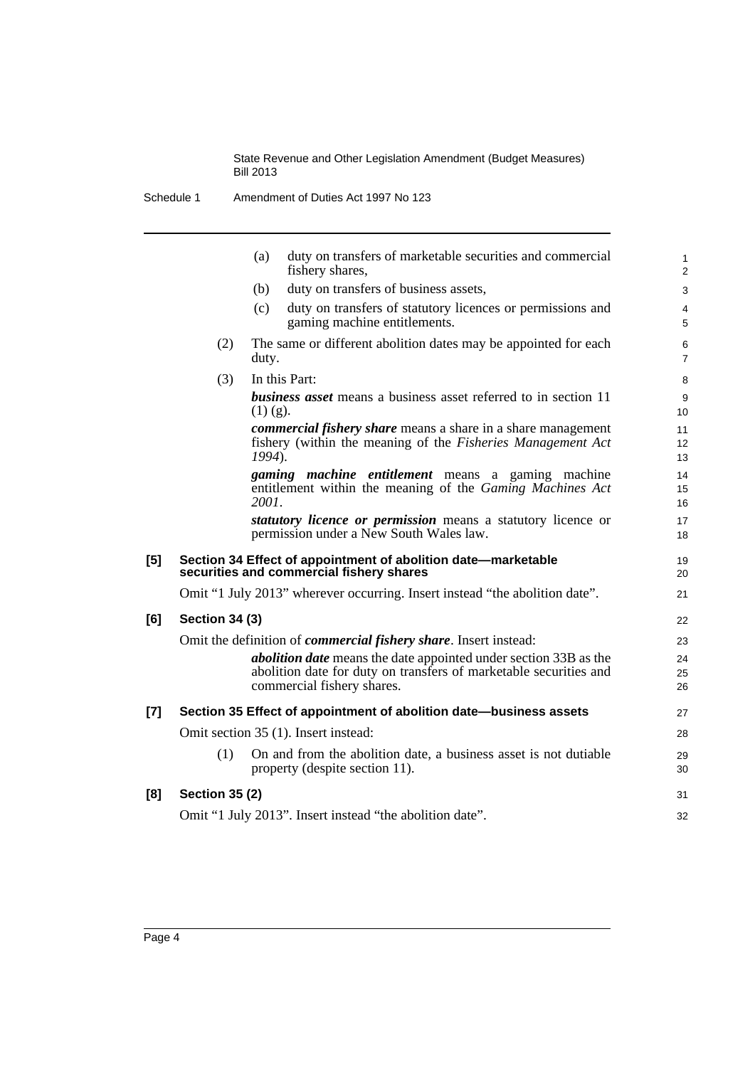(a) duty on transfers of marketable securities and commercial fishery shares,

(b) duty on transfers of business assets,

(c) duty on transfers of statutory licences or permissions and gaming machine entitlements.

(2) The same or different abolition dates may be appointed for each duty.

(3) In this Part:

***business asset*** means a business asset referred to in section 11 (1) (g).

***commercial fishery share*** means a share in a share management fishery (within the meaning of the *Fisheries Management Act 1994*).

***gaming machine entitlement*** means a gaming machine entitlement within the meaning of the *Gaming Machines Act 2001*.

***statutory licence or permission*** means a statutory licence or permission under a New South Wales law.

**[5] Section 34 Effect of appointment of abolition date—marketable securities and commercial fishery shares**

Omit "1 July 2013" wherever occurring. Insert instead "the abolition date".

**[6] Section 34 (3)**

Omit the definition of ***commercial fishery share***. Insert instead:

***abolition date*** means the date appointed under section 33B as the abolition date for duty on transfers of marketable securities and commercial fishery shares.

**[7] Section 35 Effect of appointment of abolition date—business assets**

Omit section 35 (1). Insert instead:

(1) On and from the abolition date, a business asset is not dutiable property (despite section 11).

**[8] Section 35 (2)**

Omit "1 July 2013". Insert instead "the abolition date".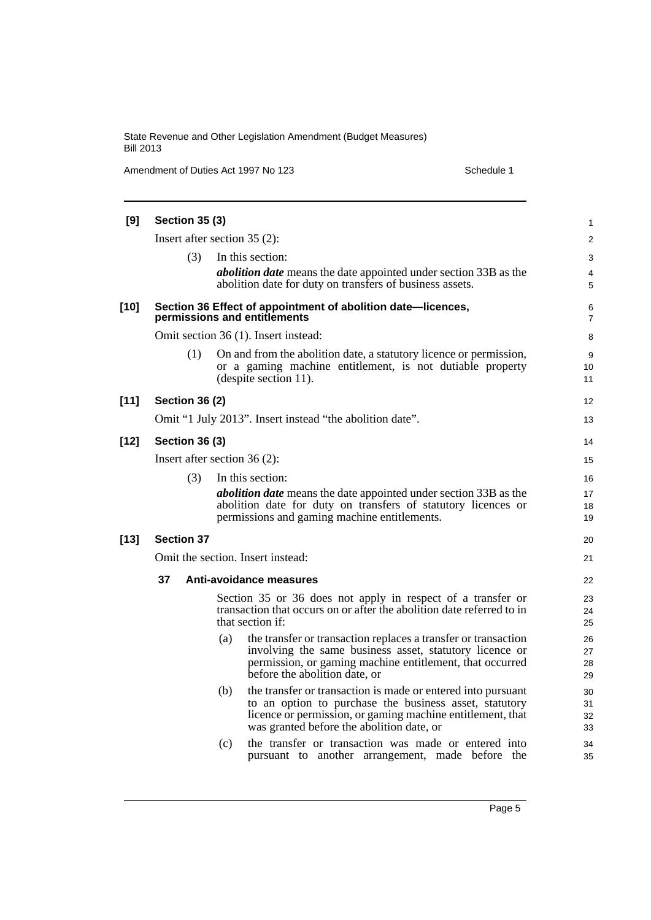**[9] Section 35 (3)**

Insert after section 35 (2):

(3) In this section:

***abolition date*** means the date appointed under section 33B as the abolition date for duty on transfers of business assets.

**[10] Section 36 Effect of appointment of abolition date—licences, permissions and entitlements**

Omit section 36 (1). Insert instead:

(1) On and from the abolition date, a statutory licence or permission, or a gaming machine entitlement, is not dutiable property (despite section 11).

**[11] Section 36 (2)**

Omit "1 July 2013". Insert instead "the abolition date".

**[12] Section 36 (3)**

Insert after section 36 (2):

(3) In this section:

***abolition date*** means the date appointed under section 33B as the abolition date for duty on transfers of statutory licences or permissions and gaming machine entitlements.

**[13] Section 37**

Omit the section. Insert instead:

**37 Anti-avoidance measures**

Section 35 or 36 does not apply in respect of a transfer or transaction that occurs on or after the abolition date referred to in that section if:

(a) the transfer or transaction replaces a transfer or transaction involving the same business asset, statutory licence or permission, or gaming machine entitlement, that occurred before the abolition date, or

(b) the transfer or transaction is made or entered into pursuant to an option to purchase the business asset, statutory licence or permission, or gaming machine entitlement, that was granted before the abolition date, or

(c) the transfer or transaction was made or entered into pursuant to another arrangement, made before the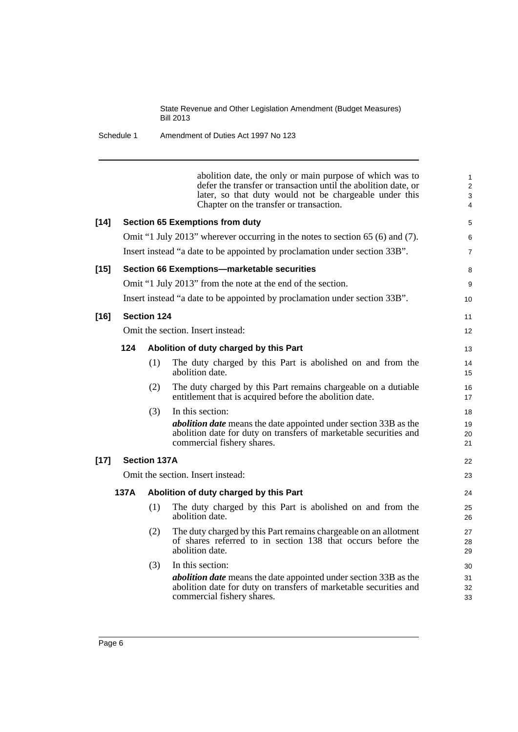abolition date, the only or main purpose of which was to defer the transfer or transaction until the abolition date, or later, so that duty would not be chargeable under this Chapter on the transfer or transaction.

**[14] Section 65 Exemptions from duty**

Omit "1 July 2013" wherever occurring in the notes to section 65 (6) and (7).

Insert instead "a date to be appointed by proclamation under section 33B".

**[15] Section 66 Exemptions—marketable securities**

Omit "1 July 2013" from the note at the end of the section.

Insert instead "a date to be appointed by proclamation under section 33B".

**[16] Section 124**

Omit the section. Insert instead:

**124 Abolition of duty charged by this Part**

(1) The duty charged by this Part is abolished on and from the abolition date.

(2) The duty charged by this Part remains chargeable on a dutiable entitlement that is acquired before the abolition date.

(3) In this section:

***abolition date*** means the date appointed under section 33B as the abolition date for duty on transfers of marketable securities and commercial fishery shares.

**[17] Section 137A**

Omit the section. Insert instead:

**137A Abolition of duty charged by this Part**

(1) The duty charged by this Part is abolished on and from the abolition date.

(2) The duty charged by this Part remains chargeable on an allotment of shares referred to in section 138 that occurs before the abolition date.

(3) In this section:

***abolition date*** means the date appointed under section 33B as the abolition date for duty on transfers of marketable securities and commercial fishery shares.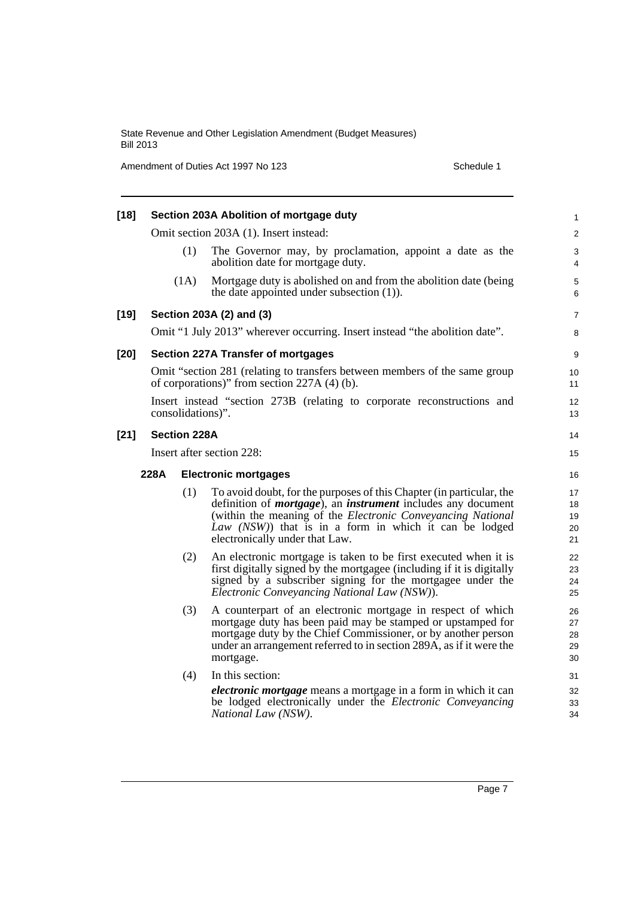**[18] Section 203A Abolition of mortgage duty**

Omit section 203A (1). Insert instead:

(1) The Governor may, by proclamation, appoint a date as the abolition date for mortgage duty.

(1A) Mortgage duty is abolished on and from the abolition date (being the date appointed under subsection (1)).

**[19] Section 203A (2) and (3)**

Omit "1 July 2013" wherever occurring. Insert instead "the abolition date".

**[20] Section 227A Transfer of mortgages**

Omit "section 281 (relating to transfers between members of the same group of corporations)" from section 227A (4) (b).

Insert instead "section 273B (relating to corporate reconstructions and consolidations)".

**[21] Section 228A**

Insert after section 228:

**228A Electronic mortgages**

(1) To avoid doubt, for the purposes of this Chapter (in particular, the definition of ***mortgage***), an ***instrument*** includes any document (within the meaning of the *Electronic Conveyancing National Law (NSW)*) that is in a form in which it can be lodged electronically under that Law.

(2) An electronic mortgage is taken to be first executed when it is first digitally signed by the mortgagee (including if it is digitally signed by a subscriber signing for the mortgagee under the *Electronic Conveyancing National Law (NSW)*).

(3) A counterpart of an electronic mortgage in respect of which mortgage duty has been paid may be stamped or upstamped for mortgage duty by the Chief Commissioner, or by another person under an arrangement referred to in section 289A, as if it were the mortgage.

(4) In this section:

***electronic mortgage*** means a mortgage in a form in which it can be lodged electronically under the *Electronic Conveyancing National Law (NSW)*.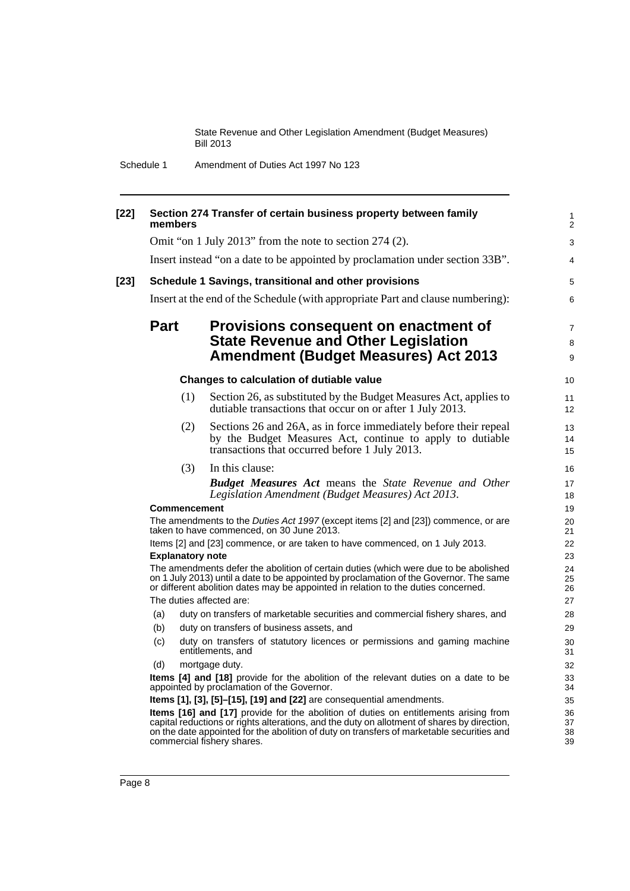**[22] Section 274 Transfer of certain business property between family members**

Omit "on 1 July 2013" from the note to section 274 (2).

Insert instead "on a date to be appointed by proclamation under section 33B".

**[23] Schedule 1 Savings, transitional and other provisions**

Insert at the end of the Schedule (with appropriate Part and clause numbering):

## Part Provisions consequent on enactment of State Revenue and Other Legislation Amendment (Budget Measures) Act 2013

### Changes to calculation of dutiable value

(1) Section 26, as substituted by the Budget Measures Act, applies to dutiable transactions that occur on or after 1 July 2013.

(2) Sections 26 and 26A, as in force immediately before their repeal by the Budget Measures Act, continue to apply to dutiable transactions that occurred before 1 July 2013.

(3) In this clause:

***Budget Measures Act*** means the *State Revenue and Other Legislation Amendment (Budget Measures) Act 2013*.

**Commencement**

The amendments to the *Duties Act 1997* (except items [2] and [23]) commence, or are taken to have commenced, on 30 June 2013.

Items [2] and [23] commence, or are taken to have commenced, on 1 July 2013.

**Explanatory note**

The amendments defer the abolition of certain duties (which were due to be abolished on 1 July 2013) until a date to be appointed by proclamation of the Governor. The same or different abolition dates may be appointed in relation to the duties concerned.

The duties affected are:

(a) duty on transfers of marketable securities and commercial fishery shares, and

(b) duty on transfers of business assets, and

(c) duty on transfers of statutory licences or permissions and gaming machine entitlements, and

(d) mortgage duty.

**Items [4] and [18]** provide for the abolition of the relevant duties on a date to be appointed by proclamation of the Governor.

**Items [1], [3], [5]–[15], [19] and [22]** are consequential amendments.

**Items [16] and [17]** provide for the abolition of duties on entitlements arising from capital reductions or rights alterations, and the duty on allotment of shares by direction, on the date appointed for the abolition of duty on transfers of marketable securities and commercial fishery shares.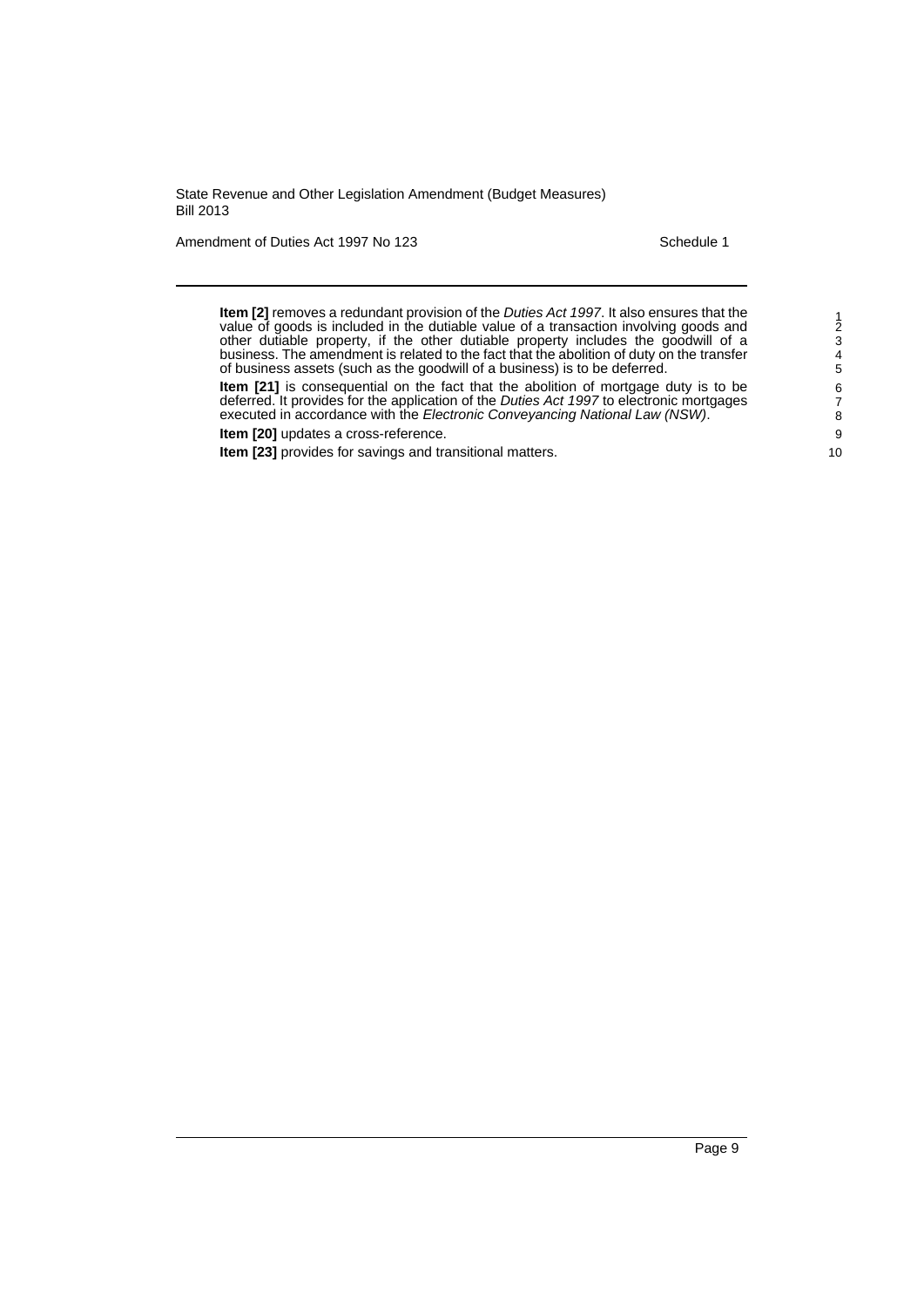**Item [2]** removes a redundant provision of the *Duties Act 1997*. It also ensures that the value of goods is included in the dutiable value of a transaction involving goods and other dutiable property, if the other dutiable property includes the goodwill of a business. The amendment is related to the fact that the abolition of duty on the transfer of business assets (such as the goodwill of a business) is to be deferred.

**Item [21]** is consequential on the fact that the abolition of mortgage duty is to be deferred. It provides for the application of the *Duties Act 1997* to electronic mortgages executed in accordance with the *Electronic Conveyancing National Law (NSW)*.

**Item [20]** updates a cross-reference.

**Item [23]** provides for savings and transitional matters.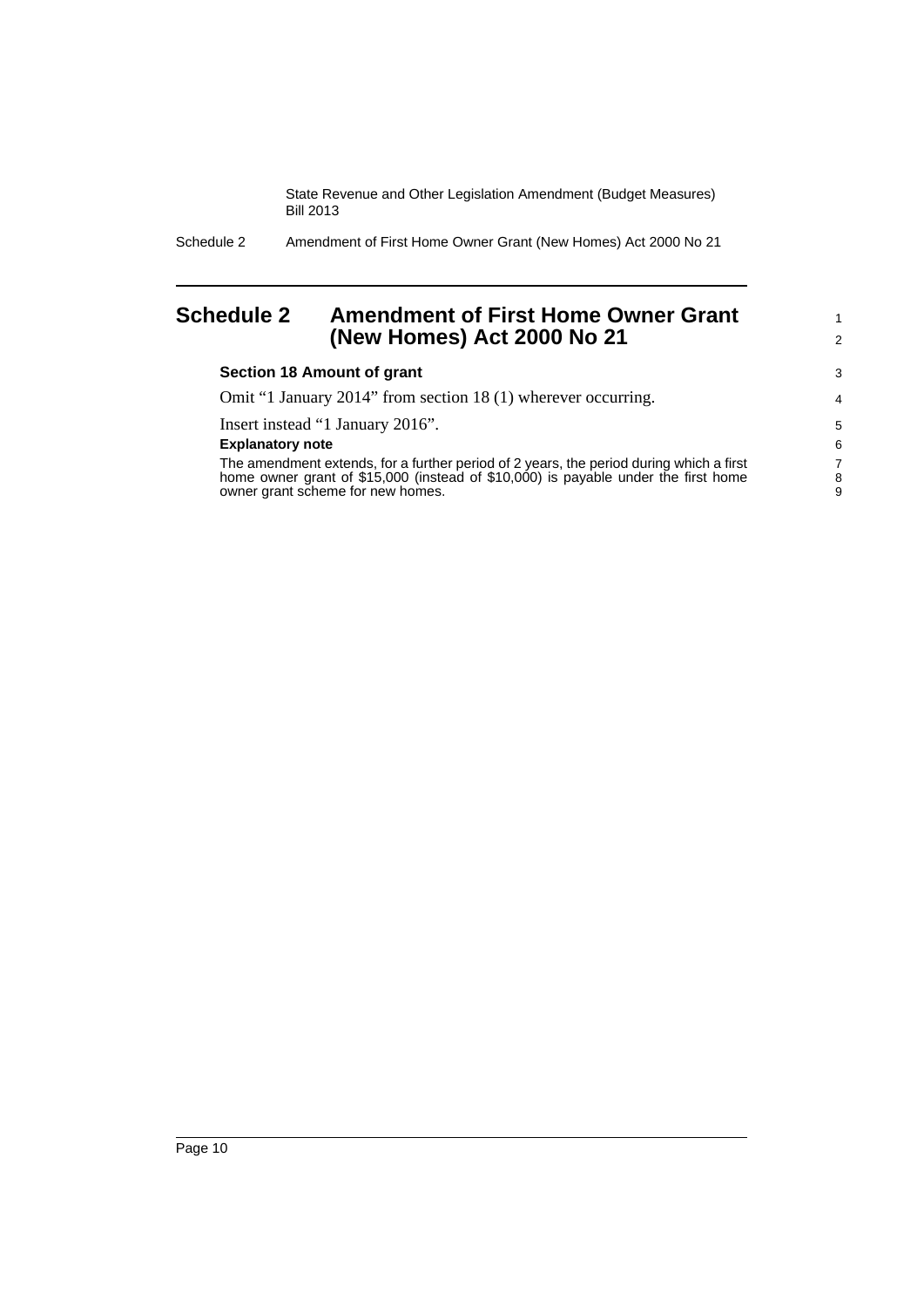# Schedule 2 Amendment of First Home Owner Grant (New Homes) Act 2000 No 21

### Section 18 Amount of grant

Omit "1 January 2014" from section 18 (1) wherever occurring.

Insert instead "1 January 2016".

**Explanatory note**

The amendment extends, for a further period of 2 years, the period during which a first home owner grant of $15,000 (instead of $10,000) is payable under the first home owner grant scheme for new homes.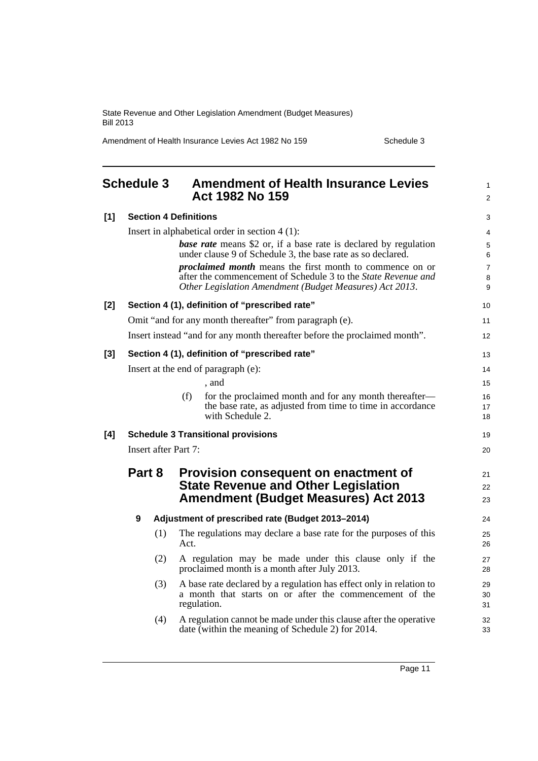# Schedule 3 Amendment of Health Insurance Levies Act 1982 No 159

**[1] Section 4 Definitions**

Insert in alphabetical order in section 4 (1):

> ***base rate*** means $2 or, if a base rate is declared by regulation under clause 9 of Schedule 3, the base rate as so declared.
>
> ***proclaimed month*** means the first month to commence on or after the commencement of Schedule 3 to the *State Revenue and Other Legislation Amendment (Budget Measures) Act 2013*.

**[2] Section 4 (1), definition of "prescribed rate"**

Omit "and for any month thereafter" from paragraph (e).

Insert instead "and for any month thereafter before the proclaimed month".

**[3] Section 4 (1), definition of "prescribed rate"**

Insert at the end of paragraph (e):

> , and
>
> (f) for the proclaimed month and for any month thereafter—the base rate, as adjusted from time to time in accordance with Schedule 2.

**[4] Schedule 3 Transitional provisions**

Insert after Part 7:

## Part 8 Provision consequent on enactment of State Revenue and Other Legislation Amendment (Budget Measures) Act 2013

**9 Adjustment of prescribed rate (Budget 2013–2014)**

(1) The regulations may declare a base rate for the purposes of this Act.

(2) A regulation may be made under this clause only if the proclaimed month is a month after July 2013.

(3) A base rate declared by a regulation has effect only in relation to a month that starts on or after the commencement of the regulation.

(4) A regulation cannot be made under this clause after the operative date (within the meaning of Schedule 2) for 2014.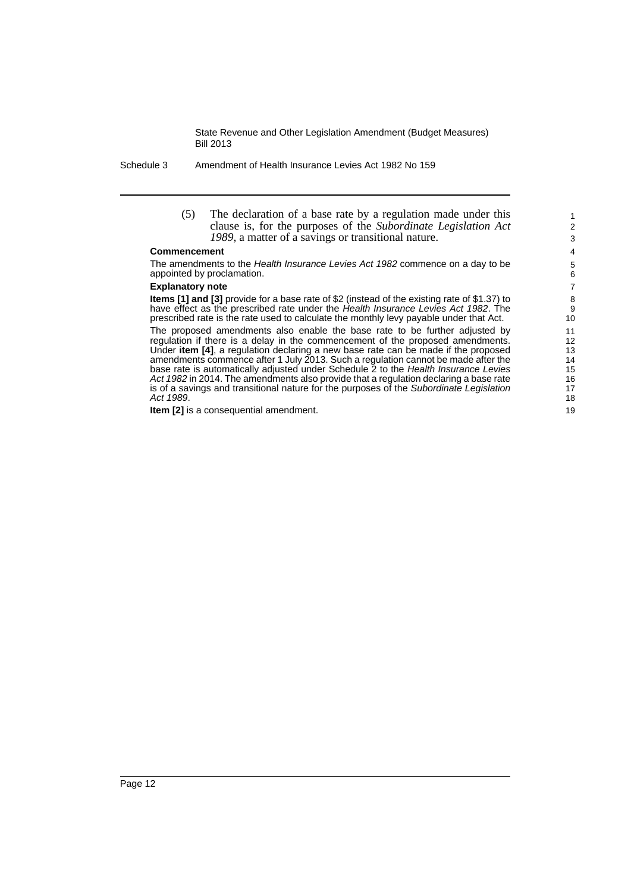(5) The declaration of a base rate by a regulation made under this clause is, for the purposes of the *Subordinate Legislation Act 1989*, a matter of a savings or transitional nature.

**Commencement**

The amendments to the *Health Insurance Levies Act 1982* commence on a day to be appointed by proclamation.

**Explanatory note**

**Items [1] and [3]** provide for a base rate of $2 (instead of the existing rate of $1.37) to have effect as the prescribed rate under the *Health Insurance Levies Act 1982*. The prescribed rate is the rate used to calculate the monthly levy payable under that Act.

The proposed amendments also enable the base rate to be further adjusted by regulation if there is a delay in the commencement of the proposed amendments. Under **item [4]**, a regulation declaring a new base rate can be made if the proposed amendments commence after 1 July 2013. Such a regulation cannot be made after the base rate is automatically adjusted under Schedule 2 to the *Health Insurance Levies Act 1982* in 2014. The amendments also provide that a regulation declaring a base rate is of a savings and transitional nature for the purposes of the *Subordinate Legislation Act 1989*.

**Item [2]** is a consequential amendment.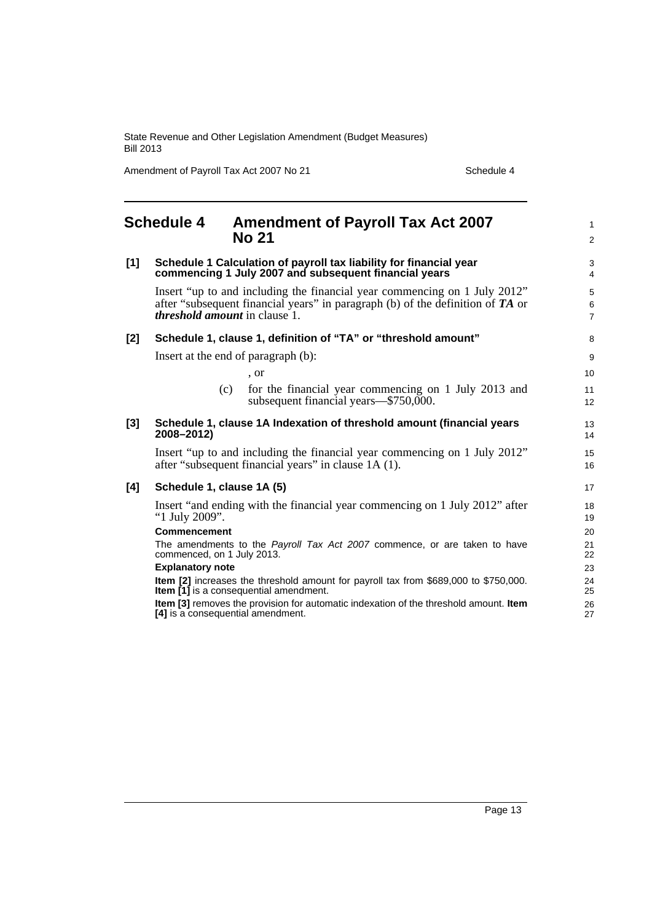## Schedule 4 Amendment of Payroll Tax Act 2007 No 21

**[1] Schedule 1 Calculation of payroll tax liability for financial year commencing 1 July 2007 and subsequent financial years**

Insert "up to and including the financial year commencing on 1 July 2012" after "subsequent financial years" in paragraph (b) of the definition of ***TA*** or ***threshold amount*** in clause 1.

**[2] Schedule 1, clause 1, definition of "TA" or "threshold amount"**

Insert at the end of paragraph (b):

, or

(c) for the financial year commencing on 1 July 2013 and subsequent financial years—$750,000.

**[3] Schedule 1, clause 1A Indexation of threshold amount (financial years 2008–2012)**

Insert "up to and including the financial year commencing on 1 July 2012" after "subsequent financial years" in clause 1A (1).

**[4] Schedule 1, clause 1A (5)**

Insert "and ending with the financial year commencing on 1 July 2012" after "1 July 2009".

**Commencement**

The amendments to the *Payroll Tax Act 2007* commence, or are taken to have commenced, on 1 July 2013.

**Explanatory note**

**Item [2]** increases the threshold amount for payroll tax from $689,000 to $750,000. **Item [1]** is a consequential amendment.

**Item [3]** removes the provision for automatic indexation of the threshold amount. **Item [4]** is a consequential amendment.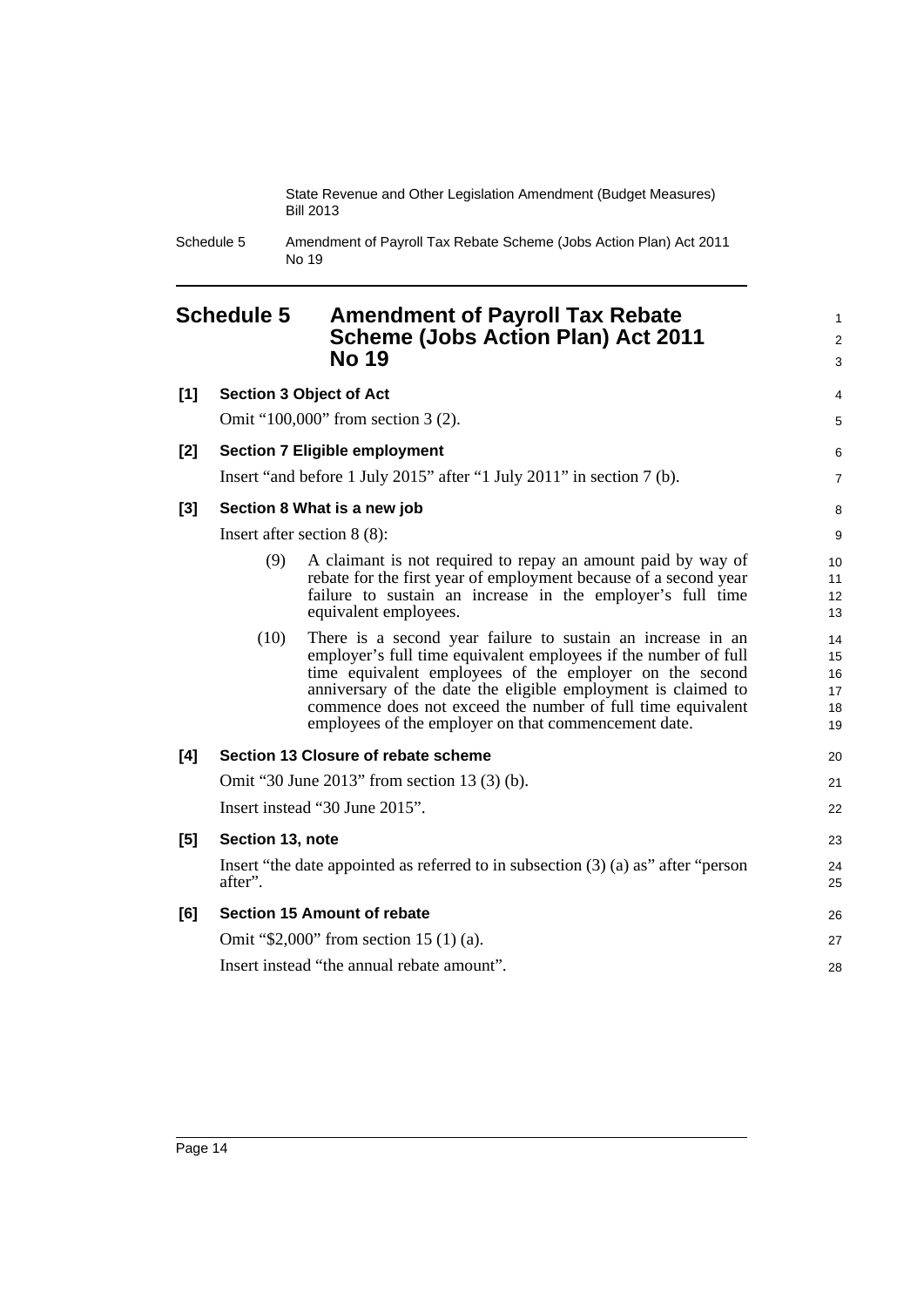## Schedule 5 Amendment of Payroll Tax Rebate Scheme (Jobs Action Plan) Act 2011 No 19

**[1] Section 3 Object of Act**

Omit "100,000" from section 3 (2).

**[2] Section 7 Eligible employment**

Insert "and before 1 July 2015" after "1 July 2011" in section 7 (b).

**[3] Section 8 What is a new job**

Insert after section 8 (8):

(9) A claimant is not required to repay an amount paid by way of rebate for the first year of employment because of a second year failure to sustain an increase in the employer's full time equivalent employees.

(10) There is a second year failure to sustain an increase in an employer's full time equivalent employees if the number of full time equivalent employees of the employer on the second anniversary of the date the eligible employment is claimed to commence does not exceed the number of full time equivalent employees of the employer on that commencement date.

**[4] Section 13 Closure of rebate scheme**

Omit "30 June 2013" from section 13 (3) (b).

Insert instead "30 June 2015".

**[5] Section 13, note**

Insert "the date appointed as referred to in subsection (3) (a) as" after "person after".

**[6] Section 15 Amount of rebate**

Omit "$2,000" from section 15 (1) (a).

Insert instead "the annual rebate amount".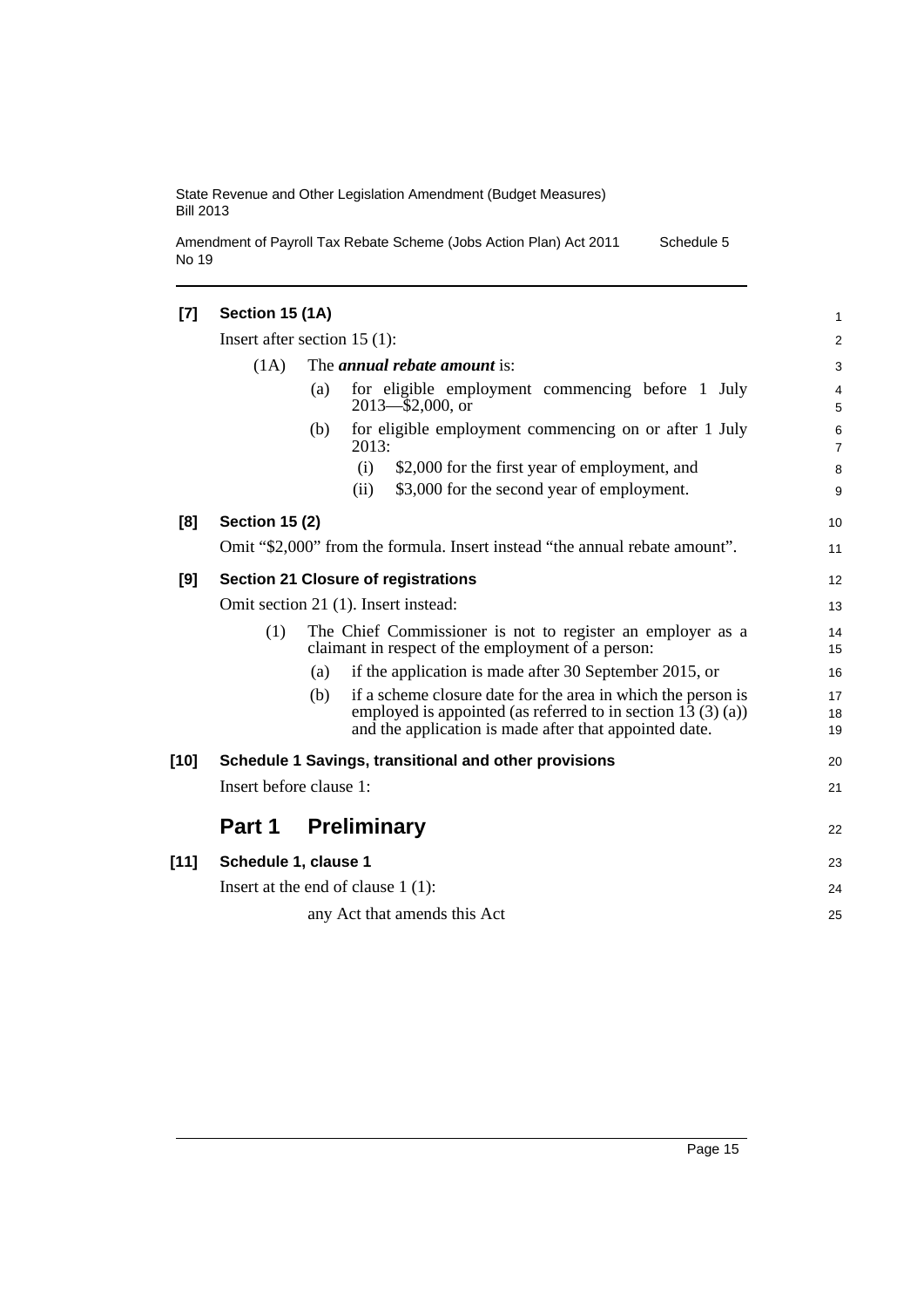**[7] Section 15 (1A)**

Insert after section 15 (1):

(1A) The ***annual rebate amount*** is:

- (a) for eligible employment commencing before 1 July 2013—$2,000, or
- (b) for eligible employment commencing on or after 1 July 2013:
  - (i) $2,000 for the first year of employment, and
  - (ii) $3,000 for the second year of employment.

**[8] Section 15 (2)**

Omit "$2,000" from the formula. Insert instead "the annual rebate amount".

**[9] Section 21 Closure of registrations**

Omit section 21 (1). Insert instead:

(1) The Chief Commissioner is not to register an employer as a claimant in respect of the employment of a person:

- (a) if the application is made after 30 September 2015, or
- (b) if a scheme closure date for the area in which the person is employed is appointed (as referred to in section 13 (3) (a)) and the application is made after that appointed date.

**[10] Schedule 1 Savings, transitional and other provisions**

Insert before clause 1:

## Part 1 Preliminary

**[11] Schedule 1, clause 1**

Insert at the end of clause 1 (1):

any Act that amends this Act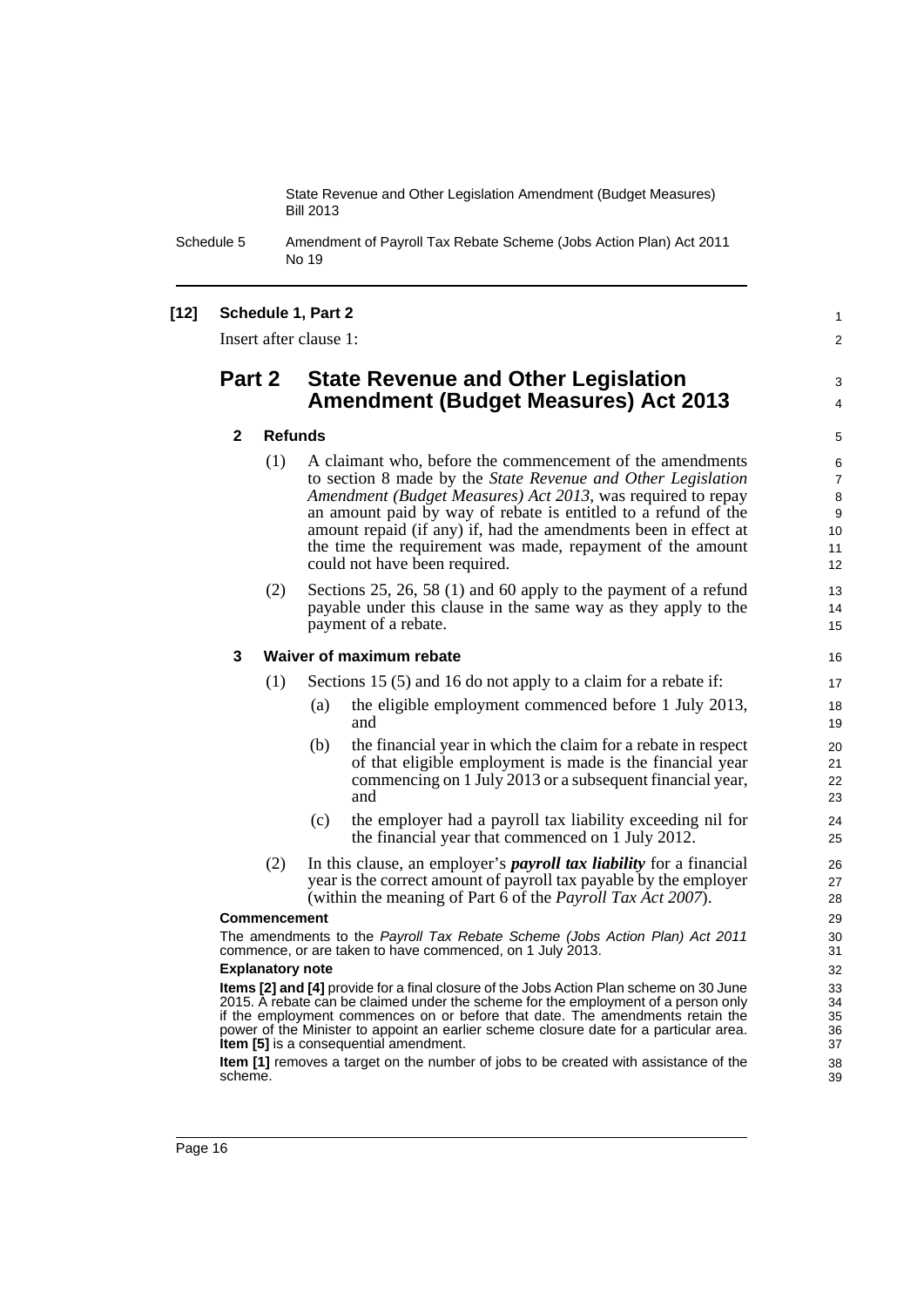**[12] Schedule 1, Part 2**

Insert after clause 1:

## Part 2 State Revenue and Other Legislation Amendment (Budget Measures) Act 2013

### 2 Refunds

(1) A claimant who, before the commencement of the amendments to section 8 made by the *State Revenue and Other Legislation Amendment (Budget Measures) Act 2013*, was required to repay an amount paid by way of rebate is entitled to a refund of the amount repaid (if any) if, had the amendments been in effect at the time the requirement was made, repayment of the amount could not have been required.

(2) Sections 25, 26, 58 (1) and 60 apply to the payment of a refund payable under this clause in the same way as they apply to the payment of a rebate.

### 3 Waiver of maximum rebate

(1) Sections 15 (5) and 16 do not apply to a claim for a rebate if:

(a) the eligible employment commenced before 1 July 2013, and

(b) the financial year in which the claim for a rebate in respect of that eligible employment is made is the financial year commencing on 1 July 2013 or a subsequent financial year, and

(c) the employer had a payroll tax liability exceeding nil for the financial year that commenced on 1 July 2012.

(2) In this clause, an employer's ***payroll tax liability*** for a financial year is the correct amount of payroll tax payable by the employer (within the meaning of Part 6 of the *Payroll Tax Act 2007*).

**Commencement**

The amendments to the *Payroll Tax Rebate Scheme (Jobs Action Plan) Act 2011* commence, or are taken to have commenced, on 1 July 2013.

**Explanatory note**

**Items [2] and [4]** provide for a final closure of the Jobs Action Plan scheme on 30 June 2015. A rebate can be claimed under the scheme for the employment of a person only if the employment commences on or before that date. The amendments retain the power of the Minister to appoint an earlier scheme closure date for a particular area. **Item [5]** is a consequential amendment.

**Item [1]** removes a target on the number of jobs to be created with assistance of the scheme.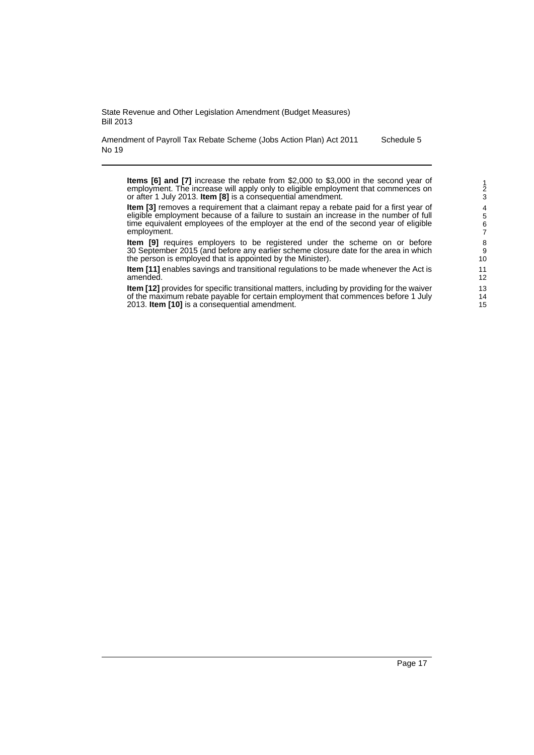**Items [6] and [7]** increase the rebate from $2,000 to $3,000 in the second year of employment. The increase will apply only to eligible employment that commences on or after 1 July 2013. **Item [8]** is a consequential amendment.

**Item [3]** removes a requirement that a claimant repay a rebate paid for a first year of eligible employment because of a failure to sustain an increase in the number of full time equivalent employees of the employer at the end of the second year of eligible employment.

**Item [9]** requires employers to be registered under the scheme on or before 30 September 2015 (and before any earlier scheme closure date for the area in which the person is employed that is appointed by the Minister).

**Item [11]** enables savings and transitional regulations to be made whenever the Act is amended.

**Item [12]** provides for specific transitional matters, including by providing for the waiver of the maximum rebate payable for certain employment that commences before 1 July 2013. **Item [10]** is a consequential amendment.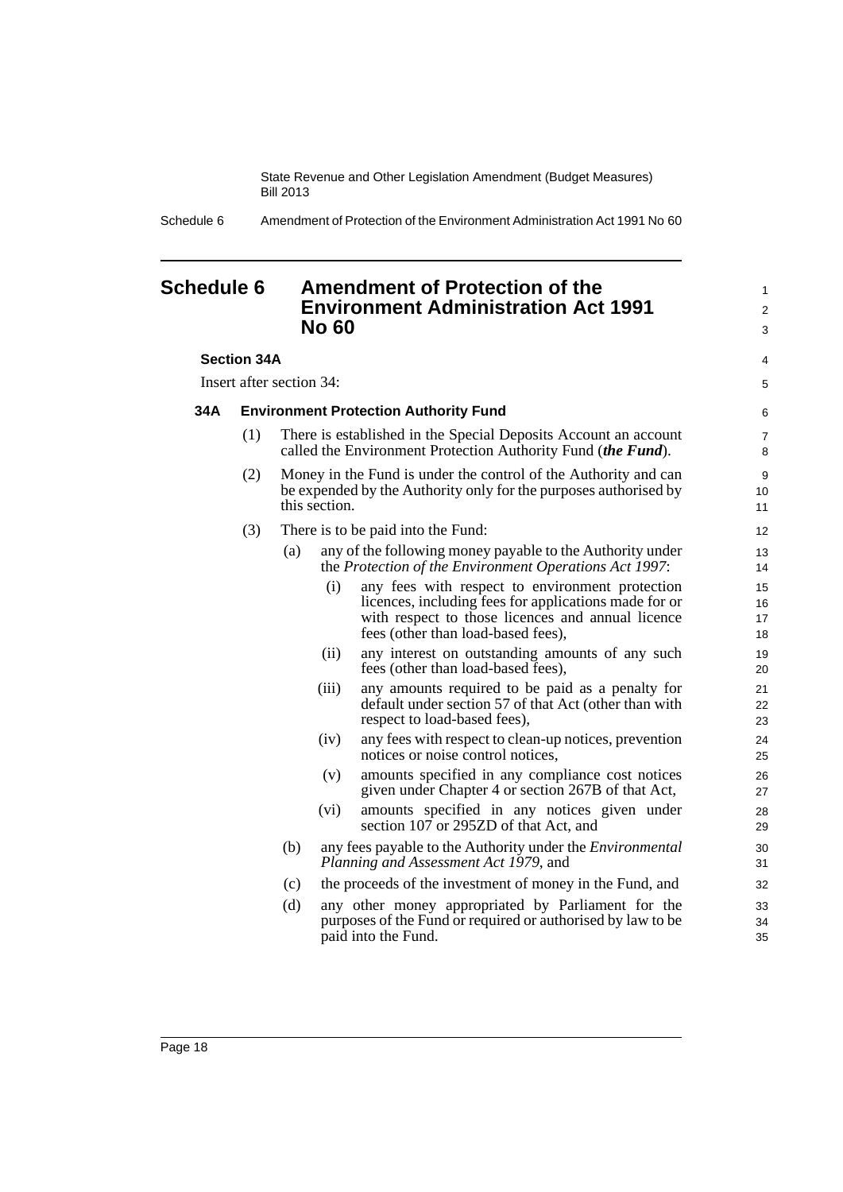# Schedule 6 Amendment of Protection of the Environment Administration Act 1991 No 60

**Section 34A**

Insert after section 34:

**34A Environment Protection Authority Fund**

(1) There is established in the Special Deposits Account an account called the Environment Protection Authority Fund (***the Fund***).

(2) Money in the Fund is under the control of the Authority and can be expended by the Authority only for the purposes authorised by this section.

(3) There is to be paid into the Fund:

(a) any of the following money payable to the Authority under the *Protection of the Environment Operations Act 1997*:

(i) any fees with respect to environment protection licences, including fees for applications made for or with respect to those licences and annual licence fees (other than load-based fees),

(ii) any interest on outstanding amounts of any such fees (other than load-based fees),

(iii) any amounts required to be paid as a penalty for default under section 57 of that Act (other than with respect to load-based fees),

(iv) any fees with respect to clean-up notices, prevention notices or noise control notices,

(v) amounts specified in any compliance cost notices given under Chapter 4 or section 267B of that Act,

(vi) amounts specified in any notices given under section 107 or 295ZD of that Act, and

(b) any fees payable to the Authority under the *Environmental Planning and Assessment Act 1979*, and

(c) the proceeds of the investment of money in the Fund, and

(d) any other money appropriated by Parliament for the purposes of the Fund or required or authorised by law to be paid into the Fund.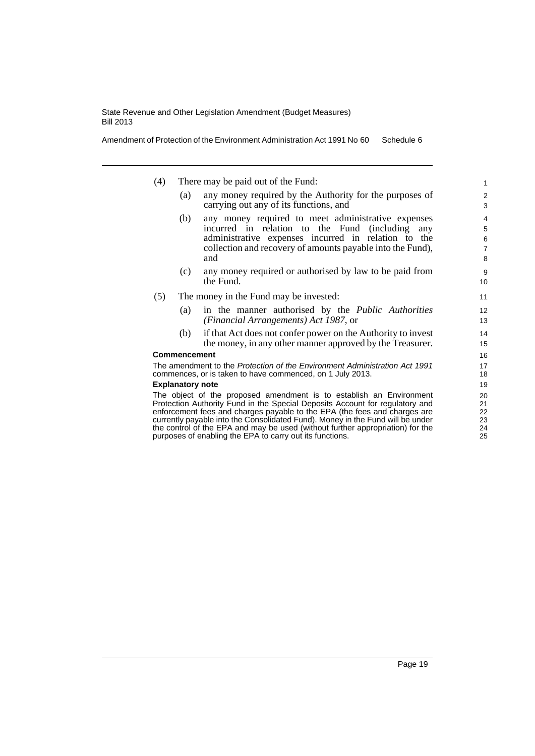(4) There may be paid out of the Fund:

(a) any money required by the Authority for the purposes of carrying out any of its functions, and

(b) any money required to meet administrative expenses incurred in relation to the Fund (including any administrative expenses incurred in relation to the collection and recovery of amounts payable into the Fund), and

(c) any money required or authorised by law to be paid from the Fund.

(5) The money in the Fund may be invested:

(a) in the manner authorised by the *Public Authorities (Financial Arrangements) Act 1987*, or

(b) if that Act does not confer power on the Authority to invest the money, in any other manner approved by the Treasurer.

**Commencement**

The amendment to the *Protection of the Environment Administration Act 1991* commences, or is taken to have commenced, on 1 July 2013.

**Explanatory note**

The object of the proposed amendment is to establish an Environment Protection Authority Fund in the Special Deposits Account for regulatory and enforcement fees and charges payable to the EPA (the fees and charges are currently payable into the Consolidated Fund). Money in the Fund will be under the control of the EPA and may be used (without further appropriation) for the purposes of enabling the EPA to carry out its functions.